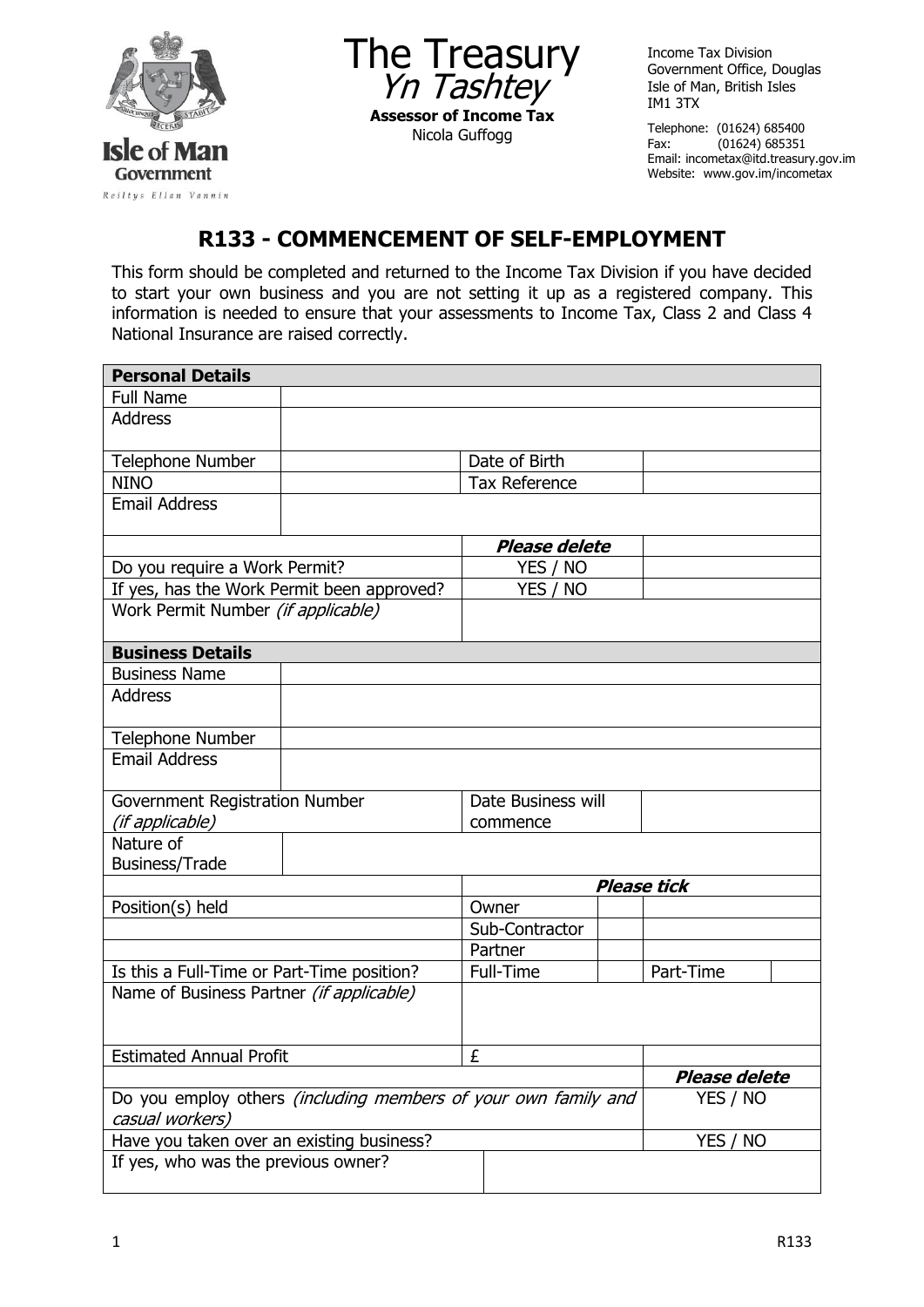The Treasury
*Yn Tashtey*
**Assessor of Income Tax**
Nicola Guffogg

Income Tax Division
Government Office, Douglas
Isle of Man, British Isles
IM1 3TX

Telephone: (01624) 685400
Fax: (01624) 685351
Email: incometax@itd.treasury.gov.im
Website: www.gov.im/incometax

Isle of Man Government
Reiltys Ellan Vannin

# R133 - COMMENCEMENT OF SELF-EMPLOYMENT

This form should be completed and returned to the Income Tax Division if you have decided to start your own business and you are not setting it up as a registered company. This information is needed to ensure that your assessments to Income Tax, Class 2 and Class 4 National Insurance are raised correctly.

| **Personal Details** | | | |
|---|---|---|---|
| Full Name | | | |
| Address | | | |
| Telephone Number | | Date of Birth | |
| NINO | | Tax Reference | |
| Email Address | | | |
| | | ***Please delete*** | |
| Do you require a Work Permit? | | YES / NO | |
| If yes, has the Work Permit been approved? | | YES / NO | |
| Work Permit Number *(if applicable)* | | | |

| **Business Details** | | | | | |
|---|---|---|---|---|---|
| Business Name | | | | | |
| Address | | | | | |
| Telephone Number | | | | | |
| Email Address | | | | | |
| Government Registration Number *(if applicable)* | | Date Business will commence | | | |
| Nature of Business/Trade | | | | | |
| | | ***Please tick*** | | | |
| Position(s) held | | Owner | | | |
| | | Sub-Contractor | | | |
| | | Partner | | | |
| Is this a Full-Time or Part-Time position? | | Full-Time | | Part-Time | |
| Name of Business Partner *(if applicable)* | | | | | |
| Estimated Annual Profit | | £ | | | |
| | | | | ***Please delete*** | |
| Do you employ others *(including members of your own family and casual workers)* | | | | YES / NO | |
| Have you taken over an existing business? | | | | YES / NO | |
| If yes, who was the previous owner? | | | | | |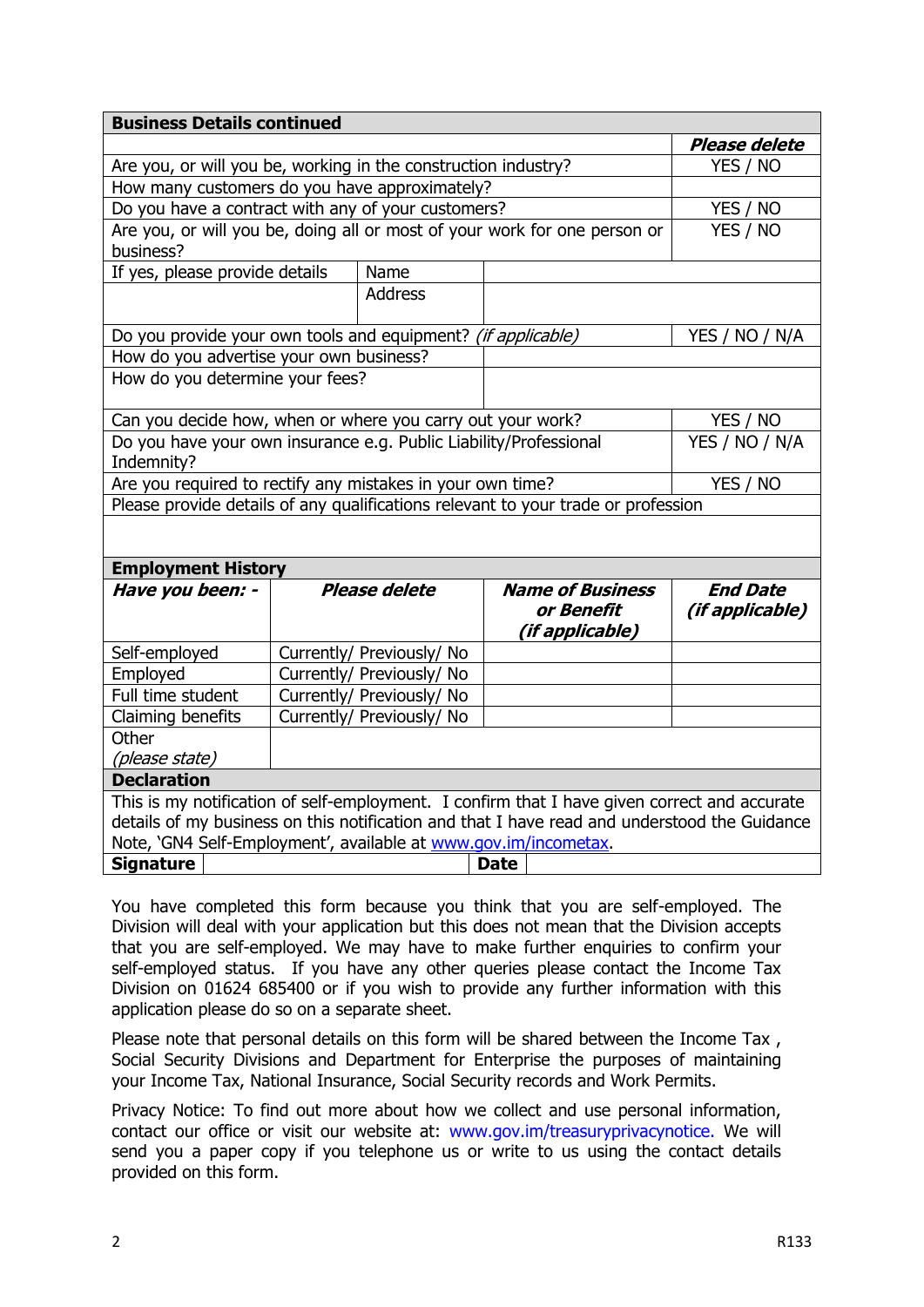## Business Details continued

| | | | |
|---|---|---|---|
| | | | ***Please delete*** |
| Are you, or will you be, working in the construction industry? | | | YES / NO |
| How many customers do you have approximately? | | | |
| Do you have a contract with any of your customers? | | | YES / NO |
| Are you, or will you be, doing all or most of your work for one person or business? | | | YES / NO |
| If yes, please provide details | Name | | |
| | Address | | |
| Do you provide your own tools and equipment? *(if applicable)* | | | YES / NO / N/A |
| How do you advertise your own business? | | | |
| How do you determine your fees? | | | |
| Can you decide how, when or where you carry out your work? | | | YES / NO |
| Do you have your own insurance e.g. Public Liability/Professional Indemnity? | | | YES / NO / N/A |
| Are you required to rectify any mistakes in your own time? | | | YES / NO |
| Please provide details of any qualifications relevant to your trade or profession | | | |
| | | | |

## Employment History

| ***Have you been: -*** | ***Please delete*** | ***Name of Business or Benefit (if applicable)*** | ***End Date (if applicable)*** |
|---|---|---|---|
| Self-employed | Currently/ Previously/ No | | |
| Employed | Currently/ Previously/ No | | |
| Full time student | Currently/ Previously/ No | | |
| Claiming benefits | Currently/ Previously/ No | | |
| Other *(please state)* | | | |

## Declaration

This is my notification of self-employment. I confirm that I have given correct and accurate details of my business on this notification and that I have read and understood the Guidance Note, 'GN4 Self-Employment', available at www.gov.im/incometax.

| **Signature** | | **Date** | |
|---|---|---|---|

You have completed this form because you think that you are self-employed. The Division will deal with your application but this does not mean that the Division accepts that you are self-employed. We may have to make further enquiries to confirm your self-employed status. If you have any other queries please contact the Income Tax Division on 01624 685400 or if you wish to provide any further information with this application please do so on a separate sheet.

Please note that personal details on this form will be shared between the Income Tax , Social Security Divisions and Department for Enterprise the purposes of maintaining your Income Tax, National Insurance, Social Security records and Work Permits.

Privacy Notice: To find out more about how we collect and use personal information, contact our office or visit our website at: www.gov.im/treasuryprivacynotice. We will send you a paper copy if you telephone us or write to us using the contact details provided on this form.

R133